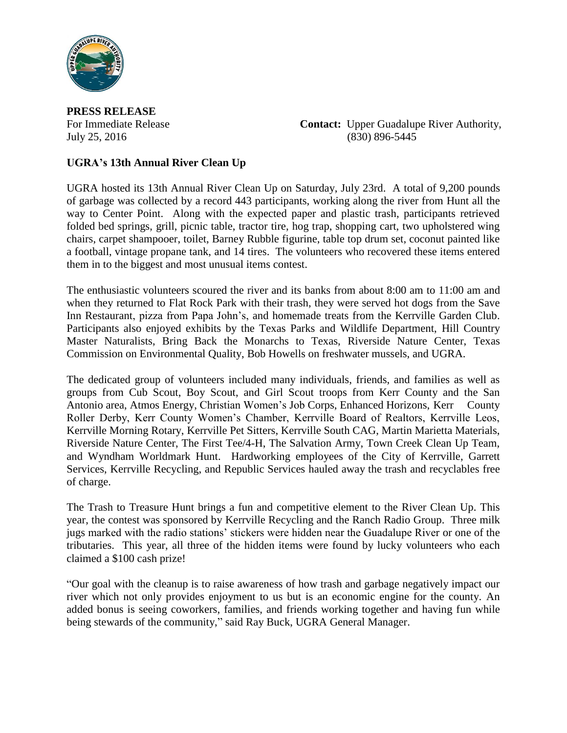**PRESS RELEASE**

For Immediate Release
July 25, 2016

**Contact:** Upper Guadalupe River Authority,
(830) 896-5445

**UGRA's 13th Annual River Clean Up**

UGRA hosted its 13th Annual River Clean Up on Saturday, July 23rd. A total of 9,200 pounds of garbage was collected by a record 443 participants, working along the river from Hunt all the way to Center Point. Along with the expected paper and plastic trash, participants retrieved folded bed springs, grill, picnic table, tractor tire, hog trap, shopping cart, two upholstered wing chairs, carpet shampooer, toilet, Barney Rubble figurine, table top drum set, coconut painted like a football, vintage propane tank, and 14 tires. The volunteers who recovered these items entered them in to the biggest and most unusual items contest.

The enthusiastic volunteers scoured the river and its banks from about 8:00 am to 11:00 am and when they returned to Flat Rock Park with their trash, they were served hot dogs from the Save Inn Restaurant, pizza from Papa John's, and homemade treats from the Kerrville Garden Club. Participants also enjoyed exhibits by the Texas Parks and Wildlife Department, Hill Country Master Naturalists, Bring Back the Monarchs to Texas, Riverside Nature Center, Texas Commission on Environmental Quality, Bob Howells on freshwater mussels, and UGRA.

The dedicated group of volunteers included many individuals, friends, and families as well as groups from Cub Scout, Boy Scout, and Girl Scout troops from Kerr County and the San Antonio area, Atmos Energy, Christian Women's Job Corps, Enhanced Horizons, Kerr County Roller Derby, Kerr County Women's Chamber, Kerrville Board of Realtors, Kerrville Leos, Kerrville Morning Rotary, Kerrville Pet Sitters, Kerrville South CAG, Martin Marietta Materials, Riverside Nature Center, The First Tee/4-H, The Salvation Army, Town Creek Clean Up Team, and Wyndham Worldmark Hunt. Hardworking employees of the City of Kerrville, Garrett Services, Kerrville Recycling, and Republic Services hauled away the trash and recyclables free of charge.

The Trash to Treasure Hunt brings a fun and competitive element to the River Clean Up. This year, the contest was sponsored by Kerrville Recycling and the Ranch Radio Group. Three milk jugs marked with the radio stations' stickers were hidden near the Guadalupe River or one of the tributaries. This year, all three of the hidden items were found by lucky volunteers who each claimed a $100 cash prize!

"Our goal with the cleanup is to raise awareness of how trash and garbage negatively impact our river which not only provides enjoyment to us but is an economic engine for the county. An added bonus is seeing coworkers, families, and friends working together and having fun while being stewards of the community," said Ray Buck, UGRA General Manager.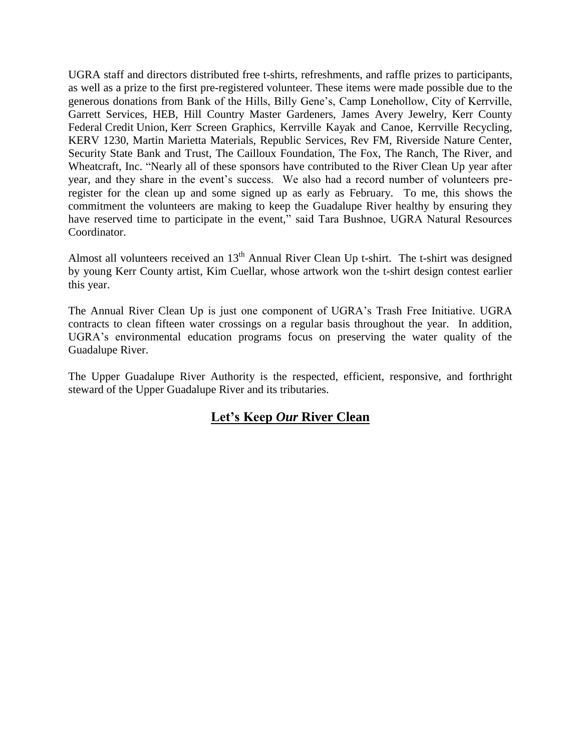UGRA staff and directors distributed free t-shirts, refreshments, and raffle prizes to participants, as well as a prize to the first pre-registered volunteer. These items were made possible due to the generous donations from Bank of the Hills, Billy Gene's, Camp Lonehollow, City of Kerrville, Garrett Services, HEB, Hill Country Master Gardeners, James Avery Jewelry, Kerr County Federal Credit Union, Kerr Screen Graphics, Kerrville Kayak and Canoe, Kerrville Recycling, KERV 1230, Martin Marietta Materials, Republic Services, Rev FM, Riverside Nature Center, Security State Bank and Trust, The Cailloux Foundation, The Fox, The Ranch, The River, and Wheatcraft, Inc. "Nearly all of these sponsors have contributed to the River Clean Up year after year, and they share in the event's success. We also had a record number of volunteers pre-register for the clean up and some signed up as early as February. To me, this shows the commitment the volunteers are making to keep the Guadalupe River healthy by ensuring they have reserved time to participate in the event," said Tara Bushnoe, UGRA Natural Resources Coordinator.

Almost all volunteers received an 13th Annual River Clean Up t-shirt. The t-shirt was designed by young Kerr County artist, Kim Cuellar, whose artwork won the t-shirt design contest earlier this year.

The Annual River Clean Up is just one component of UGRA's Trash Free Initiative. UGRA contracts to clean fifteen water crossings on a regular basis throughout the year. In addition, UGRA's environmental education programs focus on preserving the water quality of the Guadalupe River.

The Upper Guadalupe River Authority is the respected, efficient, responsive, and forthright steward of the Upper Guadalupe River and its tributaries.

**Let's Keep *Our* River Clean**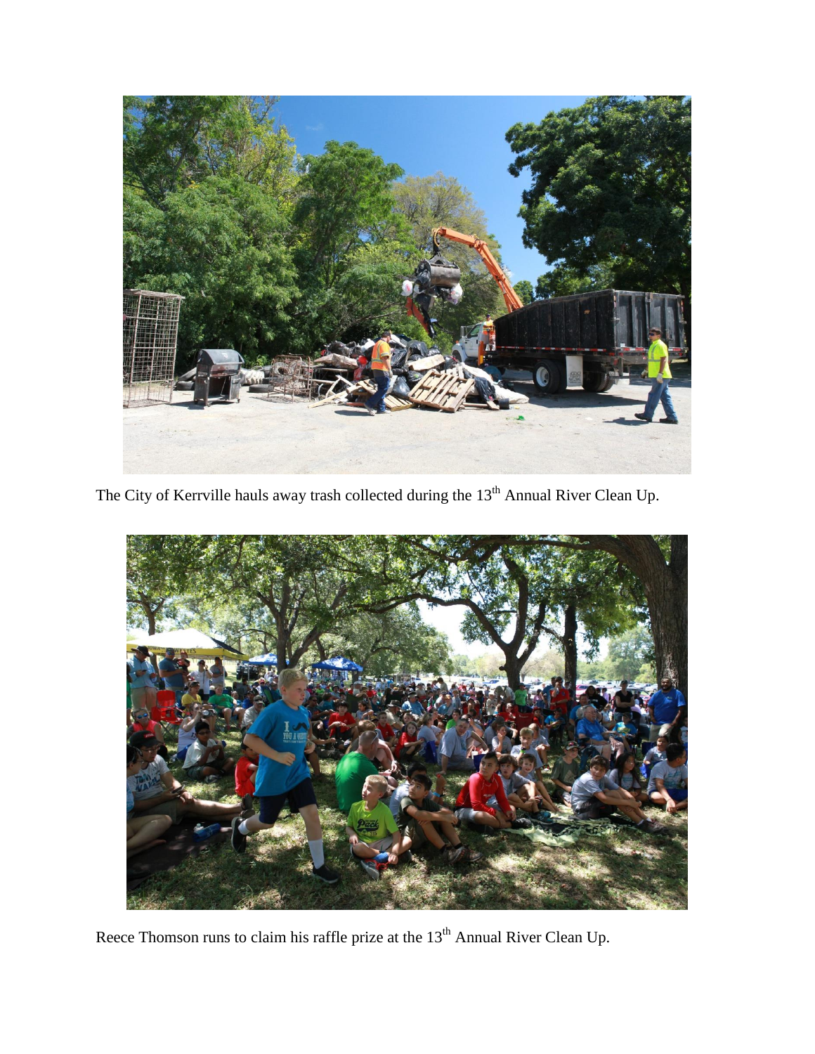The City of Kerrville hauls away trash collected during the 13th Annual River Clean Up.

Reece Thomson runs to claim his raffle prize at the 13th Annual River Clean Up.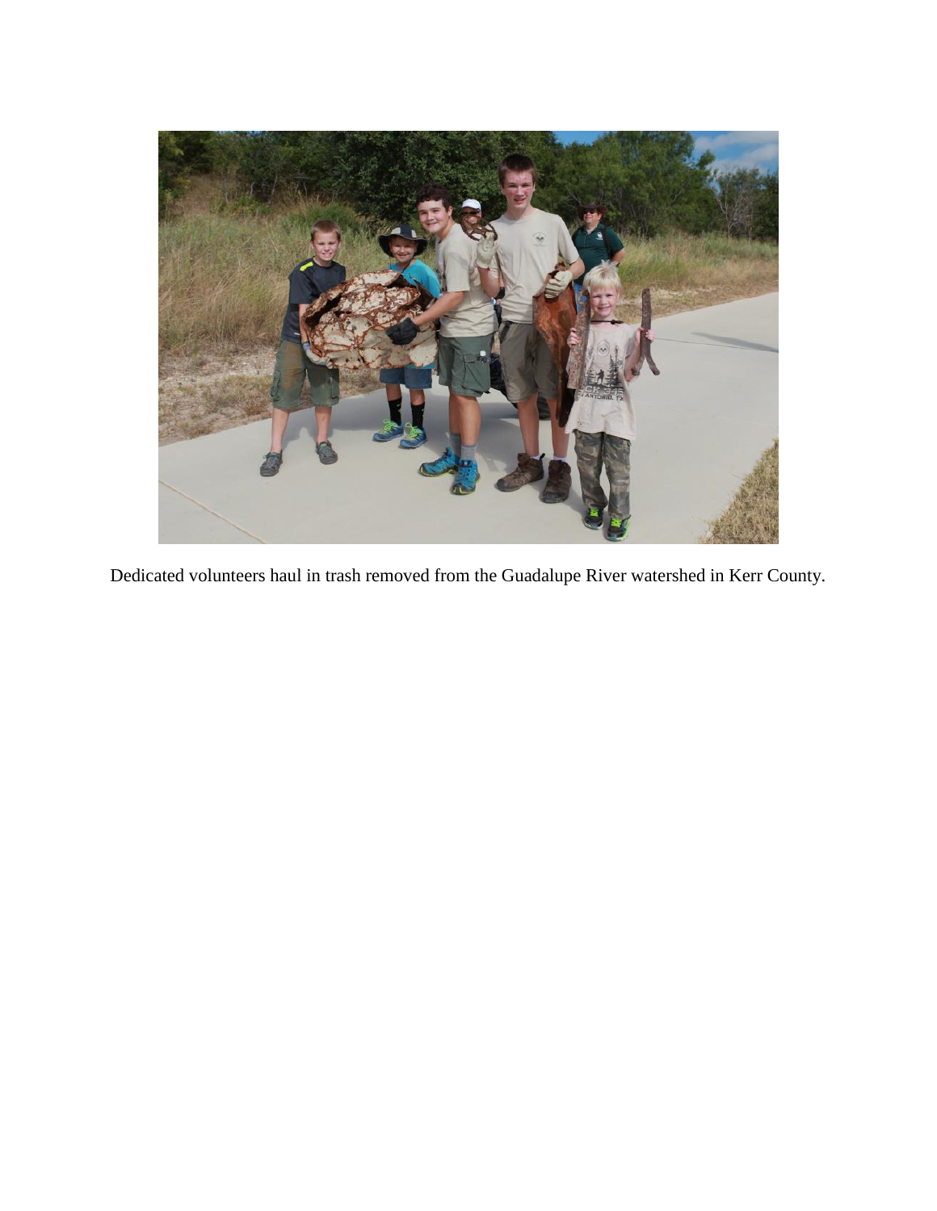Dedicated volunteers haul in trash removed from the Guadalupe River watershed in Kerr County.